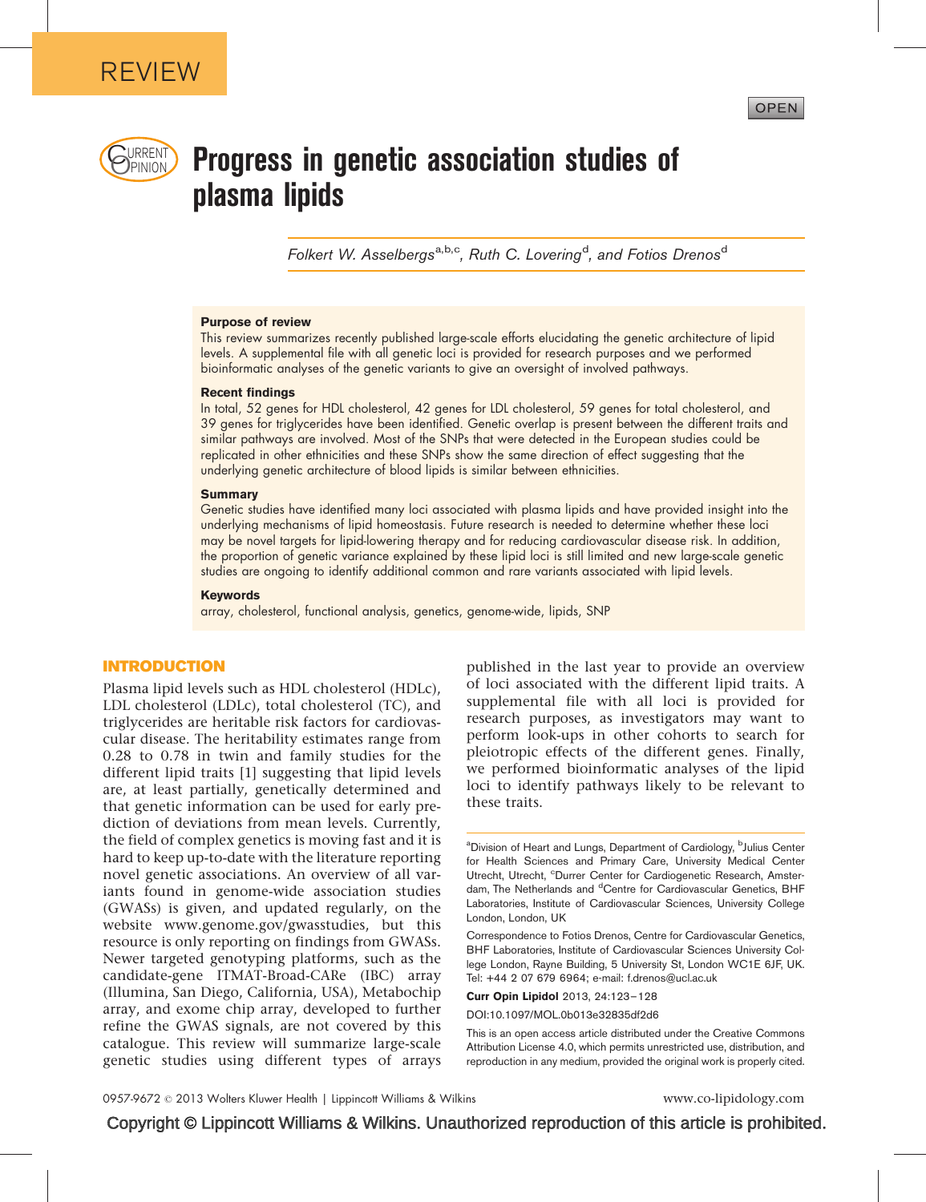REVIEW

OPEN

# Progress in genetic association studies of plasma lipids

Folkert W. Asselbergs[a,b,c], Ruth C. Lovering[d], and Fotios Drenos[d]

### Purpose of review

This review summarizes recently published large-scale efforts elucidating the genetic architecture of lipid levels. A supplemental file with all genetic loci is provided for research purposes and we performed bioinformatic analyses of the genetic variants to give an oversight of involved pathways.

### Recent findings

In total, 52 genes for HDL cholesterol, 42 genes for LDL cholesterol, 59 genes for total cholesterol, and 39 genes for triglycerides have been identified. Genetic overlap is present between the different traits and similar pathways are involved. Most of the SNPs that were detected in the European studies could be replicated in other ethnicities and these SNPs show the same direction of effect suggesting that the underlying genetic architecture of blood lipids is similar between ethnicities.

### Summary

Genetic studies have identified many loci associated with plasma lipids and have provided insight into the underlying mechanisms of lipid homeostasis. Future research is needed to determine whether these loci may be novel targets for lipid-lowering therapy and for reducing cardiovascular disease risk. In addition, the proportion of genetic variance explained by these lipid loci is still limited and new large-scale genetic studies are ongoing to identify additional common and rare variants associated with lipid levels.

### Keywords

array, cholesterol, functional analysis, genetics, genome-wide, lipids, SNP

## INTRODUCTION

Plasma lipid levels such as HDL cholesterol (HDLc), LDL cholesterol (LDLc), total cholesterol (TC), and triglycerides are heritable risk factors for cardiovascular disease. The heritability estimates range from 0.28 to 0.78 in twin and family studies for the different lipid traits [1] suggesting that lipid levels are, at least partially, genetically determined and that genetic information can be used for early prediction of deviations from mean levels. Currently, the field of complex genetics is moving fast and it is hard to keep up-to-date with the literature reporting novel genetic associations. An overview of all variants found in genome-wide association studies (GWASs) is given, and updated regularly, on the website www.genome.gov/gwasstudies, but this resource is only reporting on findings from GWASs. Newer targeted genotyping platforms, such as the candidate-gene ITMAT-Broad-CARe (IBC) array (Illumina, San Diego, California, USA), Metabochip array, and exome chip array, developed to further refine the GWAS signals, are not covered by this catalogue. This review will summarize large-scale genetic studies using different types of arrays published in the last year to provide an overview of loci associated with the different lipid traits. A supplemental file with all loci is provided for research purposes, as investigators may want to perform look-ups in other cohorts to search for pleiotropic effects of the different genes. Finally, we performed bioinformatic analyses of the lipid loci to identify pathways likely to be relevant to these traits.

[a]Division of Heart and Lungs, Department of Cardiology, [b]Julius Center for Health Sciences and Primary Care, University Medical Center Utrecht, Utrecht, [c]Durrer Center for Cardiogenetic Research, Amsterdam, The Netherlands and [d]Centre for Cardiovascular Genetics, BHF Laboratories, Institute of Cardiovascular Sciences, University College London, London, UK

Correspondence to Fotios Drenos, Centre for Cardiovascular Genetics, BHF Laboratories, Institute of Cardiovascular Sciences University College London, Rayne Building, 5 University St, London WC1E 6JF, UK. Tel: +44 2 07 679 6964; e-mail: f.drenos@ucl.ac.uk

**Curr Opin Lipidol** 2013, 24:123–128

DOI:10.1097/MOL.0b013e32835df2d6

This is an open access article distributed under the Creative Commons Attribution License 4.0, which permits unrestricted use, distribution, and reproduction in any medium, provided the original work is properly cited.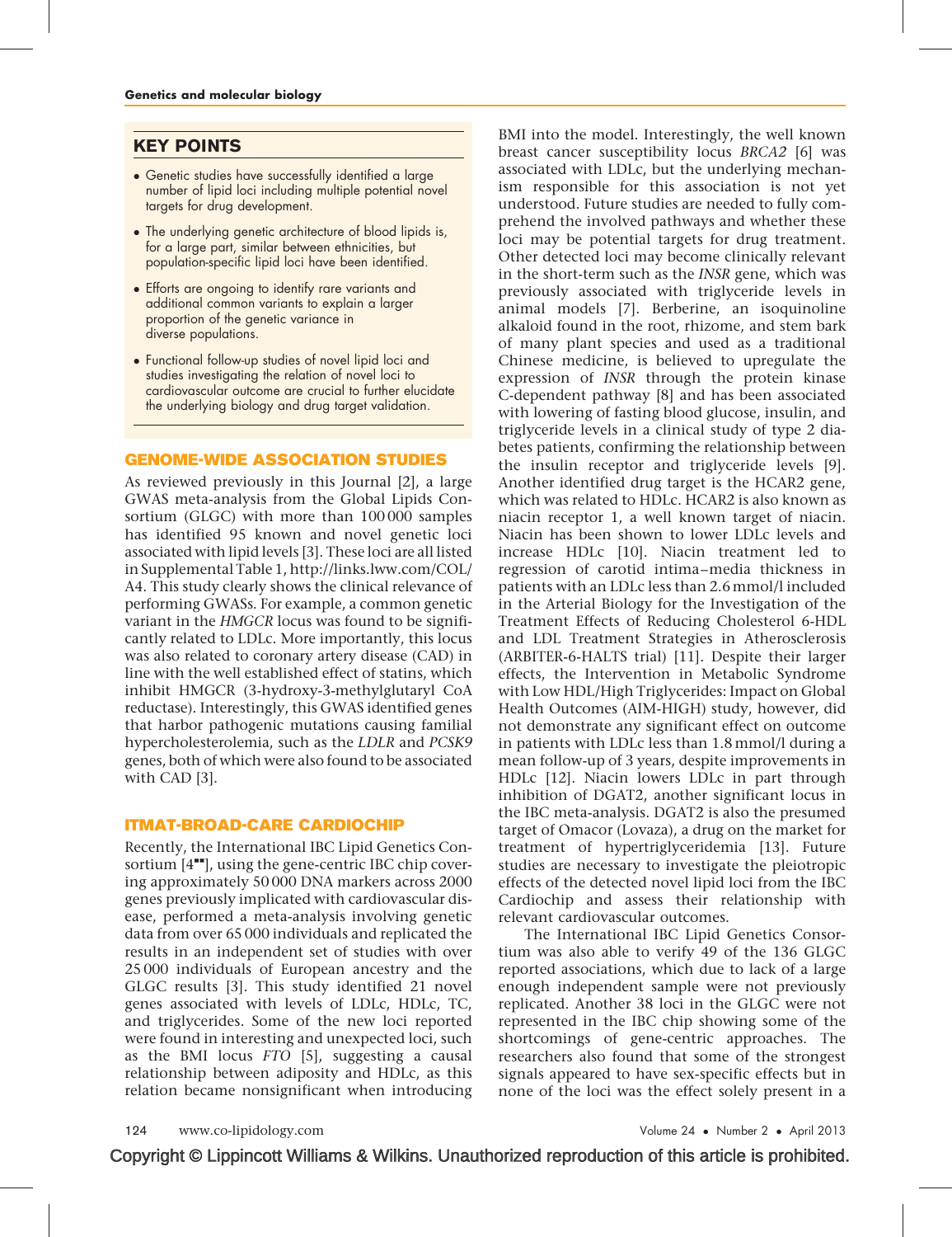## KEY POINTS

- Genetic studies have successfully identified a large number of lipid loci including multiple potential novel targets for drug development.
- The underlying genetic architecture of blood lipids is, for a large part, similar between ethnicities, but population-specific lipid loci have been identified.
- Efforts are ongoing to identify rare variants and additional common variants to explain a larger proportion of the genetic variance in diverse populations.
- Functional follow-up studies of novel lipid loci and studies investigating the relation of novel loci to cardiovascular outcome are crucial to further elucidate the underlying biology and drug target validation.

## GENOME-WIDE ASSOCIATION STUDIES

As reviewed previously in this Journal [2], a large GWAS meta-analysis from the Global Lipids Consortium (GLGC) with more than 100 000 samples has identified 95 known and novel genetic loci associated with lipid levels [3]. These loci are all listed in Supplemental Table 1, http://links.lww.com/COL/A4. This study clearly shows the clinical relevance of performing GWASs. For example, a common genetic variant in the *HMGCR* locus was found to be significantly related to LDLc. More importantly, this locus was also related to coronary artery disease (CAD) in line with the well established effect of statins, which inhibit HMGCR (3-hydroxy-3-methylglutaryl CoA reductase). Interestingly, this GWAS identified genes that harbor pathogenic mutations causing familial hypercholesterolemia, such as the *LDLR* and *PCSK9* genes, both of which were also found to be associated with CAD [3].

## ITMAT-BROAD-CARE CARDIOCHIP

Recently, the International IBC Lipid Genetics Consortium [4■■], using the gene-centric IBC chip covering approximately 50 000 DNA markers across 2000 genes previously implicated with cardiovascular disease, performed a meta-analysis involving genetic data from over 65 000 individuals and replicated the results in an independent set of studies with over 25 000 individuals of European ancestry and the GLGC results [3]. This study identified 21 novel genes associated with levels of LDLc, HDLc, TC, and triglycerides. Some of the new loci reported were found in interesting and unexpected loci, such as the BMI locus *FTO* [5], suggesting a causal relationship between adiposity and HDLc, as this relation became nonsignificant when introducing BMI into the model. Interestingly, the well known breast cancer susceptibility locus *BRCA2* [6] was associated with LDLc, but the underlying mechanism responsible for this association is not yet understood. Future studies are needed to fully comprehend the involved pathways and whether these loci may be potential targets for drug treatment. Other detected loci may become clinically relevant in the short-term such as the *INSR* gene, which was previously associated with triglyceride levels in animal models [7]. Berberine, an isoquinoline alkaloid found in the root, rhizome, and stem bark of many plant species and used as a traditional Chinese medicine, is believed to upregulate the expression of *INSR* through the protein kinase C-dependent pathway [8] and has been associated with lowering of fasting blood glucose, insulin, and triglyceride levels in a clinical study of type 2 diabetes patients, confirming the relationship between the insulin receptor and triglyceride levels [9]. Another identified drug target is the HCAR2 gene, which was related to HDLc. HCAR2 is also known as niacin receptor 1, a well known target of niacin. Niacin has been shown to lower LDLc levels and increase HDLc [10]. Niacin treatment led to regression of carotid intima–media thickness in patients with an LDLc less than 2.6 mmol/l included in the Arterial Biology for the Investigation of the Treatment Effects of Reducing Cholesterol 6-HDL and LDL Treatment Strategies in Atherosclerosis (ARBITER-6-HALTS trial) [11]. Despite their larger effects, the Intervention in Metabolic Syndrome with Low HDL/High Triglycerides: Impact on Global Health Outcomes (AIM-HIGH) study, however, did not demonstrate any significant effect on outcome in patients with LDLc less than 1.8 mmol/l during a mean follow-up of 3 years, despite improvements in HDLc [12]. Niacin lowers LDLc in part through inhibition of DGAT2, another significant locus in the IBC meta-analysis. DGAT2 is also the presumed target of Omacor (Lovaza), a drug on the market for treatment of hypertriglyceridemia [13]. Future studies are necessary to investigate the pleiotropic effects of the detected novel lipid loci from the IBC Cardiochip and assess their relationship with relevant cardiovascular outcomes.

The International IBC Lipid Genetics Consortium was also able to verify 49 of the 136 GLGC reported associations, which due to lack of a large enough independent sample were not previously replicated. Another 38 loci in the GLGC were not represented in the IBC chip showing some of the shortcomings of gene-centric approaches. The researchers also found that some of the strongest signals appeared to have sex-specific effects but in none of the loci was the effect solely present in a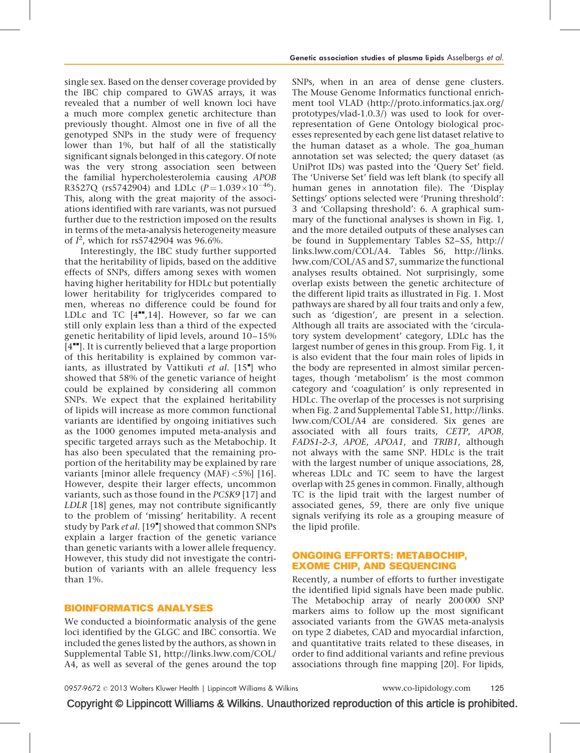single sex. Based on the denser coverage provided by the IBC chip compared to GWAS arrays, it was revealed that a number of well known loci have a much more complex genetic architecture than previously thought. Almost one in five of all the genotyped SNPs in the study were of frequency lower than 1%, but half of all the statistically significant signals belonged in this category. Of note was the very strong association seen between the familial hypercholesterolemia causing *APOB* R3527Q (rs5742904) and LDLc ($P = 1.039 \times 10^{-46}$). This, along with the great majority of the associations identified with rare variants, was not pursued further due to the restriction imposed on the results in terms of the meta-analysis heterogeneity measure of $I^2$, which for rs5742904 was 96.6%.

Interestingly, the IBC study further supported that the heritability of lipids, based on the additive effects of SNPs, differs among sexes with women having higher heritability for HDLc but potentially lower heritability for triglycerides compared to men, whereas no difference could be found for LDLc and TC [4▪▪,14]. However, so far we can still only explain less than a third of the expected genetic heritability of lipid levels, around 10–15% [4▪▪]. It is currently believed that a large proportion of this heritability is explained by common variants, as illustrated by Vattikuti *et al.* [15▪] who showed that 58% of the genetic variance of height could be explained by considering all common SNPs. We expect that the explained heritability of lipids will increase as more common functional variants are identified by ongoing initiatives such as the 1000 genomes imputed meta-analysis and specific targeted arrays such as the Metabochip. It has also been speculated that the remaining proportion of the heritability may be explained by rare variants [minor allele frequency (MAF) <5%] [16]. However, despite their larger effects, uncommon variants, such as those found in the *PCSK9* [17] and *LDLR* [18] genes, may not contribute significantly to the problem of 'missing' heritability. A recent study by Park *et al.* [19▪] showed that common SNPs explain a larger fraction of the genetic variance than genetic variants with a lower allele frequency. However, this study did not investigate the contribution of variants with an allele frequency less than 1%.

## BIOINFORMATICS ANALYSES

We conducted a bioinformatic analysis of the gene loci identified by the GLGC and IBC consortia. We included the genes listed by the authors, as shown in Supplemental Table S1, http://links.lww.com/COL/A4, as well as several of the genes around the top SNPs, when in an area of dense gene clusters. The Mouse Genome Informatics functional enrichment tool VLAD (http://proto.informatics.jax.org/prototypes/vlad-1.0.3/) was used to look for overrepresentation of Gene Ontology biological processes represented by each gene list dataset relative to the human dataset as a whole. The goa_human annotation set was selected; the query dataset (as UniProt IDs) was pasted into the 'Query Set' field. The 'Universe Set' field was left blank (to specify all human genes in annotation file). The 'Display Settings' options selected were 'Pruning threshold': 3 and 'Collapsing threshold': 6. A graphical summary of the functional analyses is shown in Fig. 1, and the more detailed outputs of these analyses can be found in Supplementary Tables S2–S5, http://links.lww.com/COL/A4. Tables S6, http://links.lww.com/COL/A5 and S7, summarize the functional analyses results obtained. Not surprisingly, some overlap exists between the genetic architecture of the different lipid traits as illustrated in Fig. 1. Most pathways are shared by all four traits and only a few, such as 'digestion', are present in a selection. Although all traits are associated with the 'circulatory system development' category, LDLc has the largest number of genes in this group. From Fig. 1, it is also evident that the four main roles of lipids in the body are represented in almost similar percentages, though 'metabolism' is the most common category and 'coagulation' is only represented in HDLc. The overlap of the processes is not surprising when Fig. 2 and Supplemental Table S1, http://links.lww.com/COL/A4 are considered. Six genes are associated with all fours traits, *CETP*, *APOB*, *FADS1-2-3*, *APOE*, *APOA1*, and *TRIB1*, although not always with the same SNP. HDLc is the trait with the largest number of unique associations, 28, whereas LDLc and TC seem to have the largest overlap with 25 genes in common. Finally, although TC is the lipid trait with the largest number of associated genes, 59, there are only five unique signals verifying its role as a grouping measure of the lipid profile.

## ONGOING EFFORTS: METABOCHIP, EXOME CHIP, AND SEQUENCING

Recently, a number of efforts to further investigate the identified lipid signals have been made public. The Metabochip array of nearly 200 000 SNP markers aims to follow up the most significant associated variants from the GWAS meta-analysis on type 2 diabetes, CAD and myocardial infarction, and quantitative traits related to these diseases, in order to find additional variants and refine previous associations through fine mapping [20]. For lipids,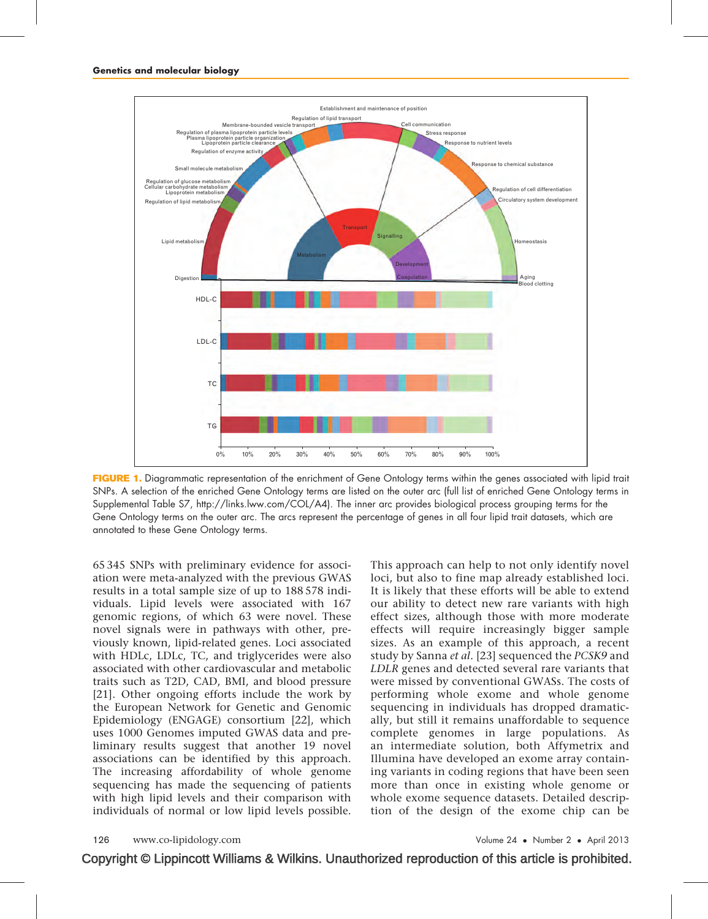FIGURE 1. Diagrammatic representation of the enrichment of Gene Ontology terms within the genes associated with lipid trait SNPs. A selection of the enriched Gene Ontology terms are listed on the outer arc (full list of enriched Gene Ontology terms in Supplemental Table S7, http://links.lww.com/COL/A4). The inner arc provides biological process grouping terms for the Gene Ontology terms on the outer arc. The arcs represent the percentage of genes in all four lipid trait datasets, which are annotated to these Gene Ontology terms.

65 345 SNPs with preliminary evidence for association were meta-analyzed with the previous GWAS results in a total sample size of up to 188 578 individuals. Lipid levels were associated with 167 genomic regions, of which 63 were novel. These novel signals were in pathways with other, previously known, lipid-related genes. Loci associated with HDLc, LDLc, TC, and triglycerides were also associated with other cardiovascular and metabolic traits such as T2D, CAD, BMI, and blood pressure [21]. Other ongoing efforts include the work by the European Network for Genetic and Genomic Epidemiology (ENGAGE) consortium [22], which uses 1000 Genomes imputed GWAS data and preliminary results suggest that another 19 novel associations can be identified by this approach. The increasing affordability of whole genome sequencing has made the sequencing of patients with high lipid levels and their comparison with individuals of normal or low lipid levels possible. This approach can help to not only identify novel loci, but also to fine map already established loci. It is likely that these efforts will be able to extend our ability to detect new rare variants with high effect sizes, although those with more moderate effects will require increasingly bigger sample sizes. As an example of this approach, a recent study by Sanna *et al.* [23] sequenced the *PCSK9* and *LDLR* genes and detected several rare variants that were missed by conventional GWASs. The costs of performing whole exome and whole genome sequencing in individuals has dropped dramatically, but still it remains unaffordable to sequence complete genomes in large populations. As an intermediate solution, both Affymetrix and Illumina have developed an exome array containing variants in coding regions that have been seen more than once in existing whole genome or whole exome sequence datasets. Detailed description of the design of the exome chip can be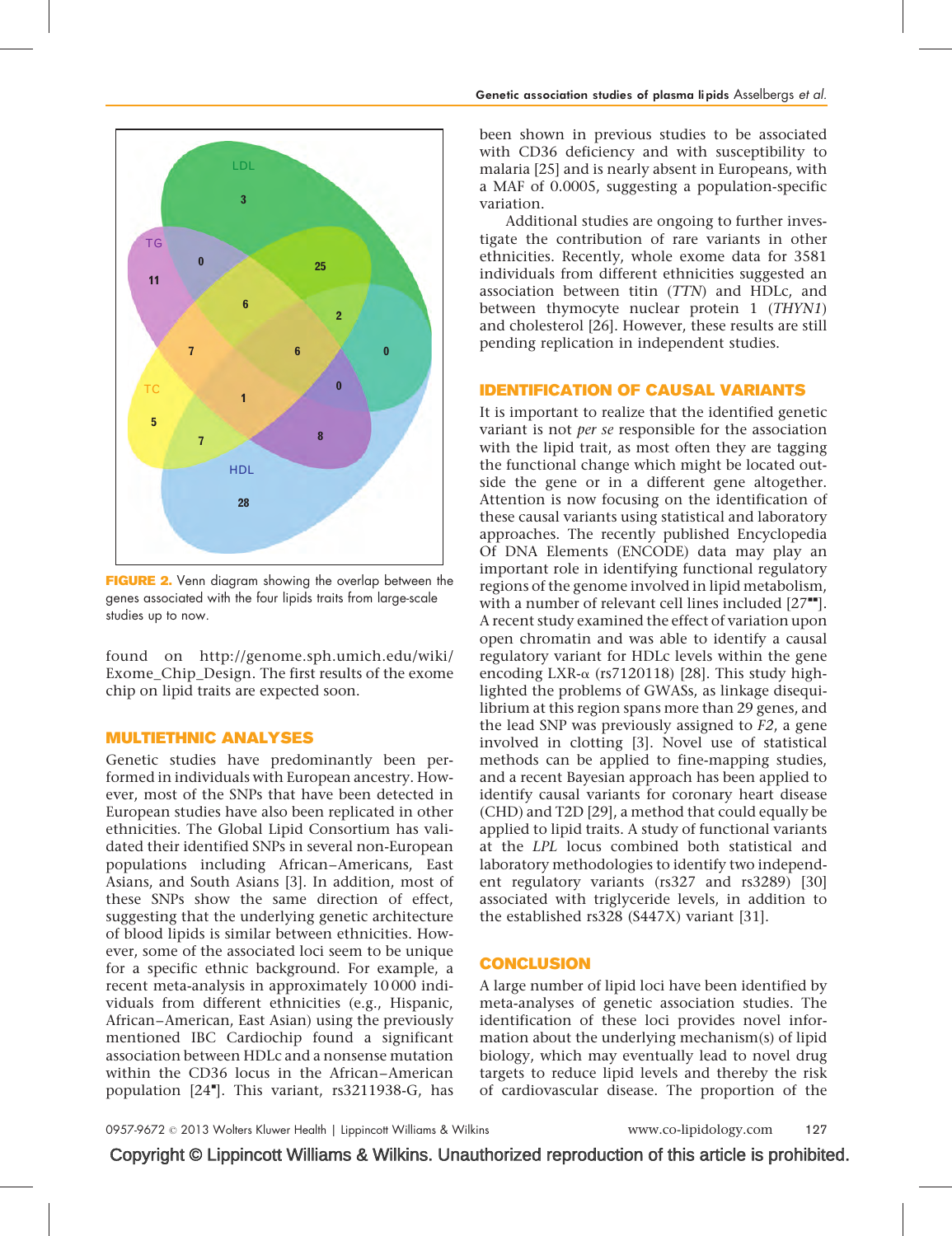FIGURE 2. Venn diagram showing the overlap between the genes associated with the four lipids traits from large-scale studies up to now.

found on http://genome.sph.umich.edu/wiki/Exome_Chip_Design. The first results of the exome chip on lipid traits are expected soon.

## MULTIETHNIC ANALYSES

Genetic studies have predominantly been performed in individuals with European ancestry. However, most of the SNPs that have been detected in European studies have also been replicated in other ethnicities. The Global Lipid Consortium has validated their identified SNPs in several non-European populations including African–Americans, East Asians, and South Asians [3]. In addition, most of these SNPs show the same direction of effect, suggesting that the underlying genetic architecture of blood lipids is similar between ethnicities. However, some of the associated loci seem to be unique for a specific ethnic background. For example, a recent meta-analysis in approximately 10 000 individuals from different ethnicities (e.g., Hispanic, African–American, East Asian) using the previously mentioned IBC Cardiochip found a significant association between HDLc and a nonsense mutation within the CD36 locus in the African–American population [24▪]. This variant, rs3211938-G, has been shown in previous studies to be associated with CD36 deficiency and with susceptibility to malaria [25] and is nearly absent in Europeans, with a MAF of 0.0005, suggesting a population-specific variation.

Additional studies are ongoing to further investigate the contribution of rare variants in other ethnicities. Recently, whole exome data for 3581 individuals from different ethnicities suggested an association between titin (*TTN*) and HDLc, and between thymocyte nuclear protein 1 (*THYN1*) and cholesterol [26]. However, these results are still pending replication in independent studies.

## IDENTIFICATION OF CAUSAL VARIANTS

It is important to realize that the identified genetic variant is not *per se* responsible for the association with the lipid trait, as most often they are tagging the functional change which might be located outside the gene or in a different gene altogether. Attention is now focusing on the identification of these causal variants using statistical and laboratory approaches. The recently published Encyclopedia Of DNA Elements (ENCODE) data may play an important role in identifying functional regulatory regions of the genome involved in lipid metabolism, with a number of relevant cell lines included [27▪▪]. A recent study examined the effect of variation upon open chromatin and was able to identify a causal regulatory variant for HDLc levels within the gene encoding LXR-α (rs7120118) [28]. This study highlighted the problems of GWASs, as linkage disequilibrium at this region spans more than 29 genes, and the lead SNP was previously assigned to *F2*, a gene involved in clotting [3]. Novel use of statistical methods can be applied to fine-mapping studies, and a recent Bayesian approach has been applied to identify causal variants for coronary heart disease (CHD) and T2D [29], a method that could equally be applied to lipid traits. A study of functional variants at the *LPL* locus combined both statistical and laboratory methodologies to identify two independent regulatory variants (rs327 and rs3289) [30] associated with triglyceride levels, in addition to the established rs328 (S447X) variant [31].

## CONCLUSION

A large number of lipid loci have been identified by meta-analyses of genetic association studies. The identification of these loci provides novel information about the underlying mechanism(s) of lipid biology, which may eventually lead to novel drug targets to reduce lipid levels and thereby the risk of cardiovascular disease. The proportion of the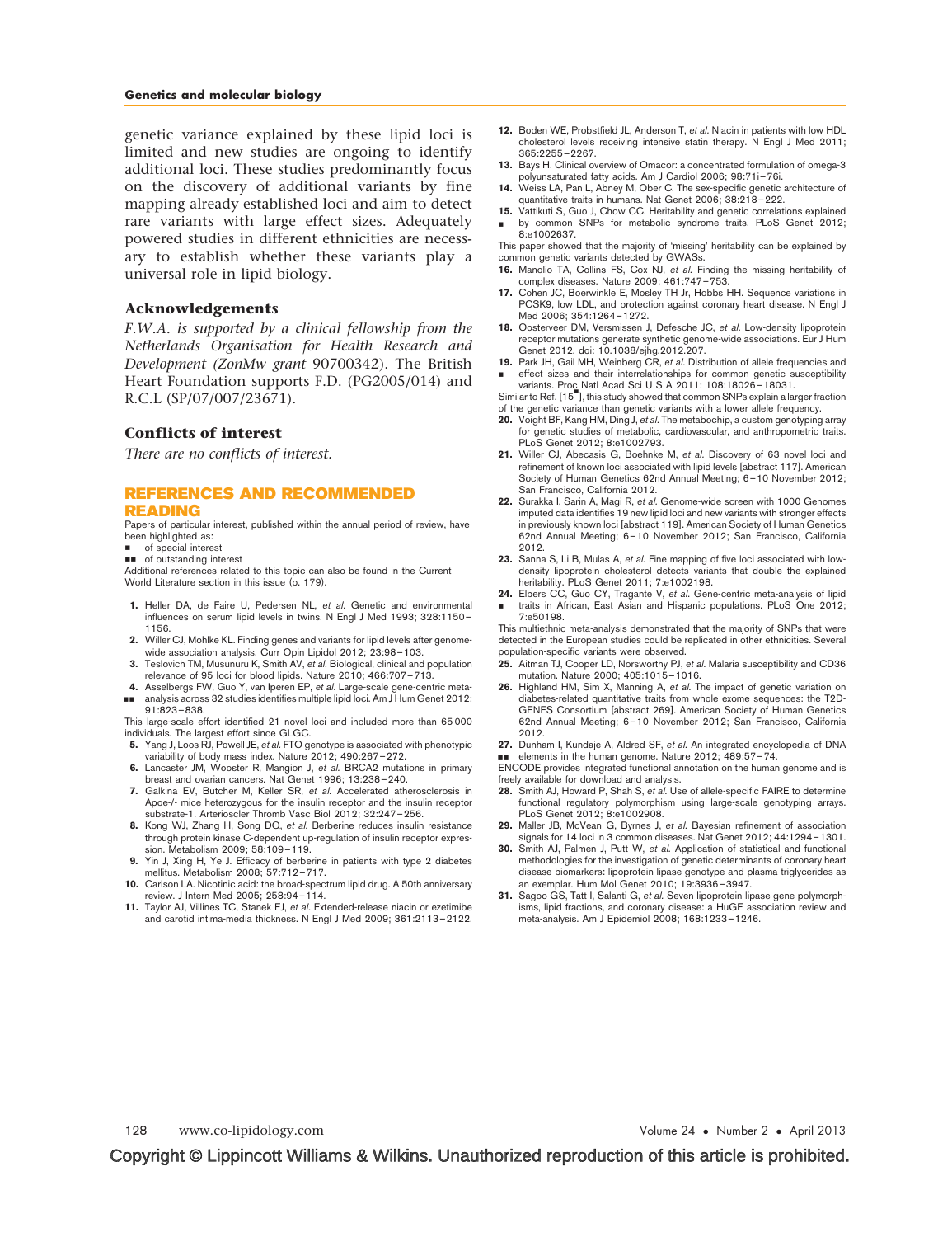genetic variance explained by these lipid loci is limited and new studies are ongoing to identify additional loci. These studies predominantly focus on the discovery of additional variants by fine mapping already established loci and aim to detect rare variants with large effect sizes. Adequately powered studies in different ethnicities are necessary to establish whether these variants play a universal role in lipid biology.

## Acknowledgements

*F.W.A. is supported by a clinical fellowship from the Netherlands Organisation for Health Research and Development (ZonMw grant* 90700342). *The British Heart Foundation supports F.D.* (PG2005/014) *and R.C.L* (SP/07/007/23671).

## Conflicts of interest

*There are no conflicts of interest.*

## REFERENCES AND RECOMMENDED READING

Papers of particular interest, published within the annual period of review, have been highlighted as:

- ■ of special interest
- ■■ of outstanding interest

Additional references related to this topic can also be found in the Current World Literature section in this issue (p. 179).

1. Heller DA, de Faire U, Pedersen NL, *et al.* Genetic and environmental influences on serum lipid levels in twins. N Engl J Med 1993; 328:1150–1156.
2. Willer CJ, Mohlke KL. Finding genes and variants for lipid levels after genome-wide association analysis. Curr Opin Lipidol 2012; 23:98–103.
3. Teslovich TM, Musunuru K, Smith AV, *et al.* Biological, clinical and population relevance of 95 loci for blood lipids. Nature 2010; 466:707–713.
4. ■■ Asselbergs FW, Guo Y, van Iperen EP, *et al.* Large-scale gene-centric meta-analysis across 32 studies identifies multiple lipid loci. Am J Hum Genet 2012; 91:823–838.

This large-scale effort identified 21 novel loci and included more than 65 000 individuals. The largest effort since GLGC.

5. Yang J, Loos RJ, Powell JE, *et al.* FTO genotype is associated with phenotypic variability of body mass index. Nature 2012; 490:267–272.
6. Lancaster JM, Wooster R, Mangion J, *et al.* BRCA2 mutations in primary breast and ovarian cancers. Nat Genet 1996; 13:238–240.
7. Galkina EV, Butcher M, Keller SR, *et al.* Accelerated atherosclerosis in Apoe-/- mice heterozygous for the insulin receptor and the insulin receptor substrate-1. Arterioscler Thromb Vasc Biol 2012; 32:247–256.
8. Kong WJ, Zhang H, Song DQ, *et al.* Berberine reduces insulin resistance through protein kinase C-dependent up-regulation of insulin receptor expression. Metabolism 2009; 58:109–119.
9. Yin J, Xing H, Ye J. Efficacy of berberine in patients with type 2 diabetes mellitus. Metabolism 2008; 57:712–717.
10. Carlson LA. Nicotinic acid: the broad-spectrum lipid drug. A 50th anniversary review. J Intern Med 2005; 258:94–114.
11. Taylor AJ, Villines TC, Stanek EJ, *et al.* Extended-release niacin or ezetimibe and carotid intima-media thickness. N Engl J Med 2009; 361:2113–2122.
12. Boden WE, Probstfield JL, Anderson T, *et al.* Niacin in patients with low HDL cholesterol levels receiving intensive statin therapy. N Engl J Med 2011; 365:2255–2267.
13. Bays H. Clinical overview of Omacor: a concentrated formulation of omega-3 polyunsaturated fatty acids. Am J Cardiol 2006; 98:71i–76i.
14. Weiss LA, Pan L, Abney M, Ober C. The sex-specific genetic architecture of quantitative traits in humans. Nat Genet 2006; 38:218–222.
15. ■ Vattikuti S, Guo J, Chow CC. Heritability and genetic correlations explained by common SNPs for metabolic syndrome traits. PLoS Genet 2012; 8:e1002637.

This paper showed that the majority of 'missing' heritability can be explained by common genetic variants detected by GWASs.

16. Manolio TA, Collins FS, Cox NJ, *et al.* Finding the missing heritability of complex diseases. Nature 2009; 461:747–753.
17. Cohen JC, Boerwinkle E, Mosley TH Jr, Hobbs HH. Sequence variations in PCSK9, low LDL, and protection against coronary heart disease. N Engl J Med 2006; 354:1264–1272.
18. Oosterveer DM, Versmissen J, Defesche JC, *et al.* Low-density lipoprotein receptor mutations generate synthetic genome-wide associations. Eur J Hum Genet 2012. doi: 10.1038/ejhg.2012.207.
19. ■ Park JH, Gail MH, Weinberg CR, *et al.* Distribution of allele frequencies and effect sizes and their interrelationships for common genetic susceptibility variants. Proc Natl Acad Sci U S A 2011; 108:18026–18031.

Similar to Ref. [15■], this study showed that common SNPs explain a larger fraction of the genetic variance than genetic variants with a lower allele frequency.

20. Voight BF, Kang HM, Ding J, *et al.* The metabochip, a custom genotyping array for genetic studies of metabolic, cardiovascular, and anthropometric traits. PLoS Genet 2012; 8:e1002793.
21. Willer CJ, Abecasis G, Boehnke M, *et al.* Discovery of 63 novel loci and refinement of known loci associated with lipid levels [abstract 117]. American Society of Human Genetics 62nd Annual Meeting; 6–10 November 2012; San Francisco, California 2012.
22. Surakka I, Sarin A, Magi R, *et al.* Genome-wide screen with 1000 Genomes imputed data identifies 19 new lipid loci and new variants with stronger effects in previously known loci [abstract 119]. American Society of Human Genetics 62nd Annual Meeting; 6–10 November 2012; San Francisco, California 2012.
23. Sanna S, Li B, Mulas A, *et al.* Fine mapping of five loci associated with low-density lipoprotein cholesterol detects variants that double the explained heritability. PLoS Genet 2011; 7:e1002198.
24. ■ Elbers CC, Guo CY, Tragante V, *et al.* Gene-centric meta-analysis of lipid traits in African, East Asian and Hispanic populations. PLoS One 2012; 7:e50198.

This multiethnic meta-analysis demonstrated that the majority of SNPs that were detected in the European studies could be replicated in other ethnicities. Several population-specific variants were observed.

25. Aitman TJ, Cooper LD, Norsworthy PJ, *et al.* Malaria susceptibility and CD36 mutation. Nature 2000; 405:1015–1016.
26. Highland HM, Sim X, Manning A, *et al.* The impact of genetic variation on diabetes-related quantitative traits from whole exome sequences: the T2D-GENES Consortium [abstract 269]. American Society of Human Genetics 62nd Annual Meeting; 6–10 November 2012; San Francisco, California 2012.
27. ■■ Dunham I, Kundaje A, Aldred SF, *et al.* An integrated encyclopedia of DNA elements in the human genome. Nature 2012; 489:57–74.

ENCODE provides integrated functional annotation on the human genome and is freely available for download and analysis.

28. Smith AJ, Howard P, Shah S, *et al.* Use of allele-specific FAIRE to determine functional regulatory polymorphism using large-scale genotyping arrays. PLoS Genet 2012; 8:e1002908.
29. Maller JB, McVean G, Byrnes J, *et al.* Bayesian refinement of association signals for 14 loci in 3 common diseases. Nat Genet 2012; 44:1294–1301.
30. Smith AJ, Palmen J, Putt W, *et al.* Application of statistical and functional methodologies for the investigation of genetic determinants of coronary heart disease biomarkers: lipoprotein lipase genotype and plasma triglycerides as an exemplar. Hum Mol Genet 2010; 19:3936–3947.
31. Sagoo GS, Tatt I, Salanti G, *et al.* Seven lipoprotein lipase gene polymorphisms, lipid fractions, and coronary disease: a HuGE association review and meta-analysis. Am J Epidemiol 2008; 168:1233–1246.